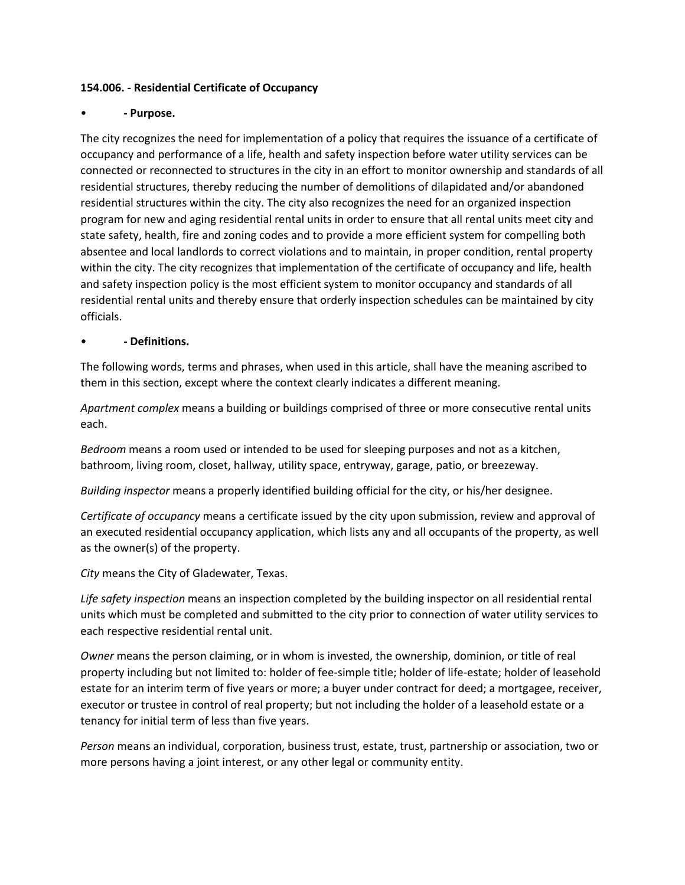**154.006. - Residential Certificate of Occupancy**

- **- Purpose.**

The city recognizes the need for implementation of a policy that requires the issuance of a certificate of occupancy and performance of a life, health and safety inspection before water utility services can be connected or reconnected to structures in the city in an effort to monitor ownership and standards of all residential structures, thereby reducing the number of demolitions of dilapidated and/or abandoned residential structures within the city. The city also recognizes the need for an organized inspection program for new and aging residential rental units in order to ensure that all rental units meet city and state safety, health, fire and zoning codes and to provide a more efficient system for compelling both absentee and local landlords to correct violations and to maintain, in proper condition, rental property within the city. The city recognizes that implementation of the certificate of occupancy and life, health and safety inspection policy is the most efficient system to monitor occupancy and standards of all residential rental units and thereby ensure that orderly inspection schedules can be maintained by city officials.

- **- Definitions.**

The following words, terms and phrases, when used in this article, shall have the meaning ascribed to them in this section, except where the context clearly indicates a different meaning.

*Apartment complex* means a building or buildings comprised of three or more consecutive rental units each.

*Bedroom* means a room used or intended to be used for sleeping purposes and not as a kitchen, bathroom, living room, closet, hallway, utility space, entryway, garage, patio, or breezeway.

*Building inspector* means a properly identified building official for the city, or his/her designee.

*Certificate of occupancy* means a certificate issued by the city upon submission, review and approval of an executed residential occupancy application, which lists any and all occupants of the property, as well as the owner(s) of the property.

*City* means the City of Gladewater, Texas.

*Life safety inspection* means an inspection completed by the building inspector on all residential rental units which must be completed and submitted to the city prior to connection of water utility services to each respective residential rental unit.

*Owner* means the person claiming, or in whom is invested, the ownership, dominion, or title of real property including but not limited to: holder of fee-simple title; holder of life-estate; holder of leasehold estate for an interim term of five years or more; a buyer under contract for deed; a mortgagee, receiver, executor or trustee in control of real property; but not including the holder of a leasehold estate or a tenancy for initial term of less than five years.

*Person* means an individual, corporation, business trust, estate, trust, partnership or association, two or more persons having a joint interest, or any other legal or community entity.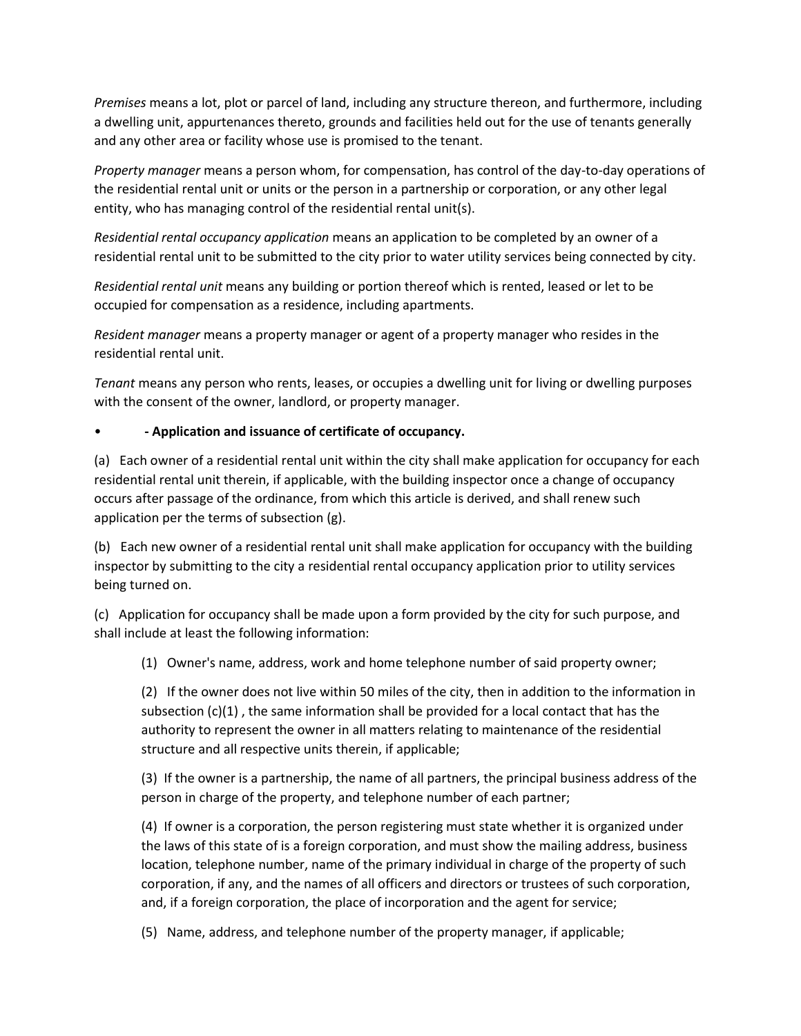*Premises* means a lot, plot or parcel of land, including any structure thereon, and furthermore, including a dwelling unit, appurtenances thereto, grounds and facilities held out for the use of tenants generally and any other area or facility whose use is promised to the tenant.

*Property manager* means a person whom, for compensation, has control of the day-to-day operations of the residential rental unit or units or the person in a partnership or corporation, or any other legal entity, who has managing control of the residential rental unit(s).

*Residential rental occupancy application* means an application to be completed by an owner of a residential rental unit to be submitted to the city prior to water utility services being connected by city.

*Residential rental unit* means any building or portion thereof which is rented, leased or let to be occupied for compensation as a residence, including apartments.

*Resident manager* means a property manager or agent of a property manager who resides in the residential rental unit.

*Tenant* means any person who rents, leases, or occupies a dwelling unit for living or dwelling purposes with the consent of the owner, landlord, or property manager.

- **- Application and issuance of certificate of occupancy.**

(a) Each owner of a residential rental unit within the city shall make application for occupancy for each residential rental unit therein, if applicable, with the building inspector once a change of occupancy occurs after passage of the ordinance, from which this article is derived, and shall renew such application per the terms of subsection (g).

(b) Each new owner of a residential rental unit shall make application for occupancy with the building inspector by submitting to the city a residential rental occupancy application prior to utility services being turned on.

(c) Application for occupancy shall be made upon a form provided by the city for such purpose, and shall include at least the following information:

(1) Owner's name, address, work and home telephone number of said property owner;

(2) If the owner does not live within 50 miles of the city, then in addition to the information in subsection (c)(1) , the same information shall be provided for a local contact that has the authority to represent the owner in all matters relating to maintenance of the residential structure and all respective units therein, if applicable;

(3) If the owner is a partnership, the name of all partners, the principal business address of the person in charge of the property, and telephone number of each partner;

(4) If owner is a corporation, the person registering must state whether it is organized under the laws of this state of is a foreign corporation, and must show the mailing address, business location, telephone number, name of the primary individual in charge of the property of such corporation, if any, and the names of all officers and directors or trustees of such corporation, and, if a foreign corporation, the place of incorporation and the agent for service;

(5) Name, address, and telephone number of the property manager, if applicable;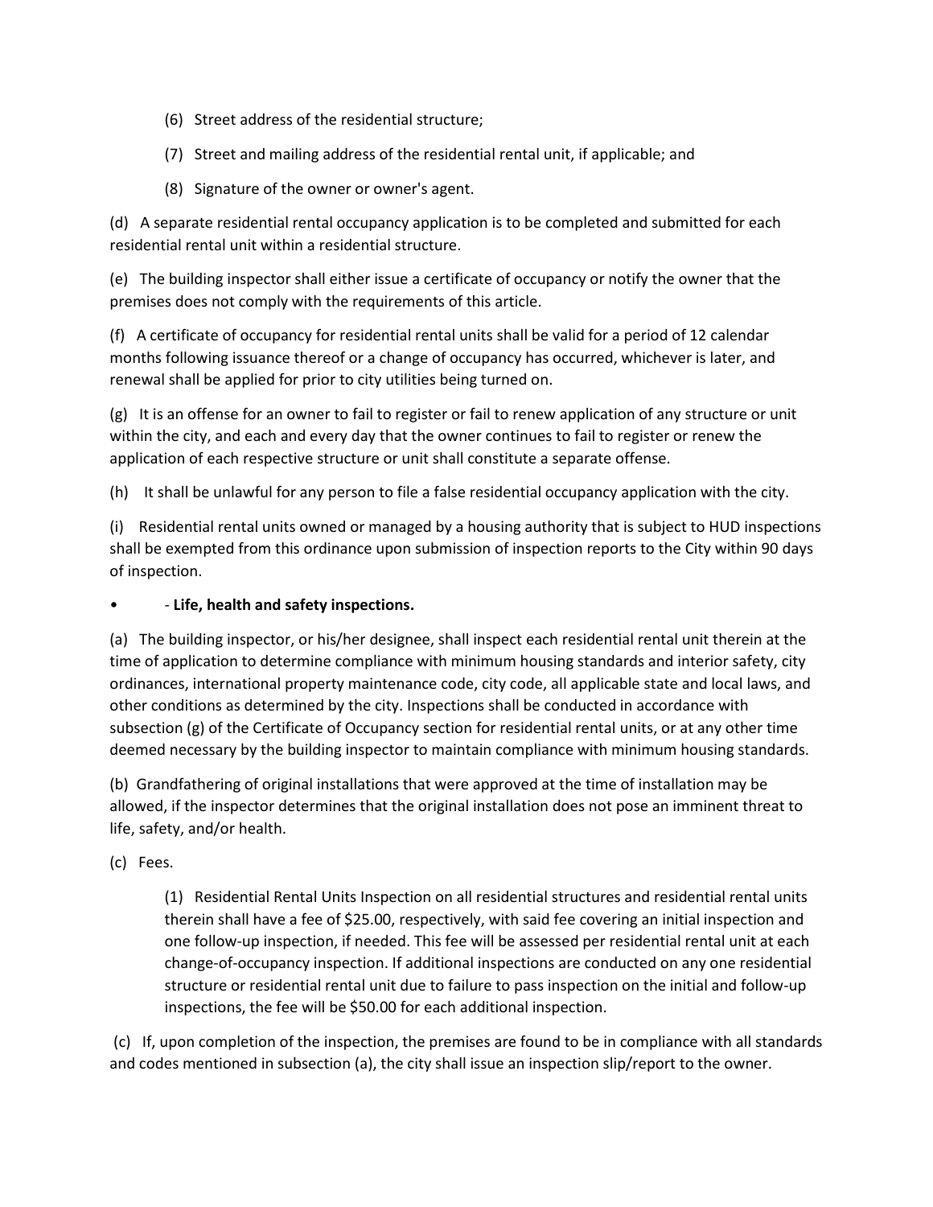(6) Street address of the residential structure;

(7) Street and mailing address of the residential rental unit, if applicable; and

(8) Signature of the owner or owner's agent.

(d) A separate residential rental occupancy application is to be completed and submitted for each residential rental unit within a residential structure.

(e) The building inspector shall either issue a certificate of occupancy or notify the owner that the premises does not comply with the requirements of this article.

(f) A certificate of occupancy for residential rental units shall be valid for a period of 12 calendar months following issuance thereof or a change of occupancy has occurred, whichever is later, and renewal shall be applied for prior to city utilities being turned on.

(g) It is an offense for an owner to fail to register or fail to renew application of any structure or unit within the city, and each and every day that the owner continues to fail to register or renew the application of each respective structure or unit shall constitute a separate offense.

(h) It shall be unlawful for any person to file a false residential occupancy application with the city.

(i) Residential rental units owned or managed by a housing authority that is subject to HUD inspections shall be exempted from this ordinance upon submission of inspection reports to the City within 90 days of inspection.

- - **Life, health and safety inspections.**

(a) The building inspector, or his/her designee, shall inspect each residential rental unit therein at the time of application to determine compliance with minimum housing standards and interior safety, city ordinances, international property maintenance code, city code, all applicable state and local laws, and other conditions as determined by the city. Inspections shall be conducted in accordance with subsection (g) of the Certificate of Occupancy section for residential rental units, or at any other time deemed necessary by the building inspector to maintain compliance with minimum housing standards.

(b) Grandfathering of original installations that were approved at the time of installation may be allowed, if the inspector determines that the original installation does not pose an imminent threat to life, safety, and/or health.

(c) Fees.

(1) Residential Rental Units Inspection on all residential structures and residential rental units therein shall have a fee of $25.00, respectively, with said fee covering an initial inspection and one follow-up inspection, if needed. This fee will be assessed per residential rental unit at each change-of-occupancy inspection. If additional inspections are conducted on any one residential structure or residential rental unit due to failure to pass inspection on the initial and follow-up inspections, the fee will be $50.00 for each additional inspection.

(c) If, upon completion of the inspection, the premises are found to be in compliance with all standards and codes mentioned in subsection (a), the city shall issue an inspection slip/report to the owner.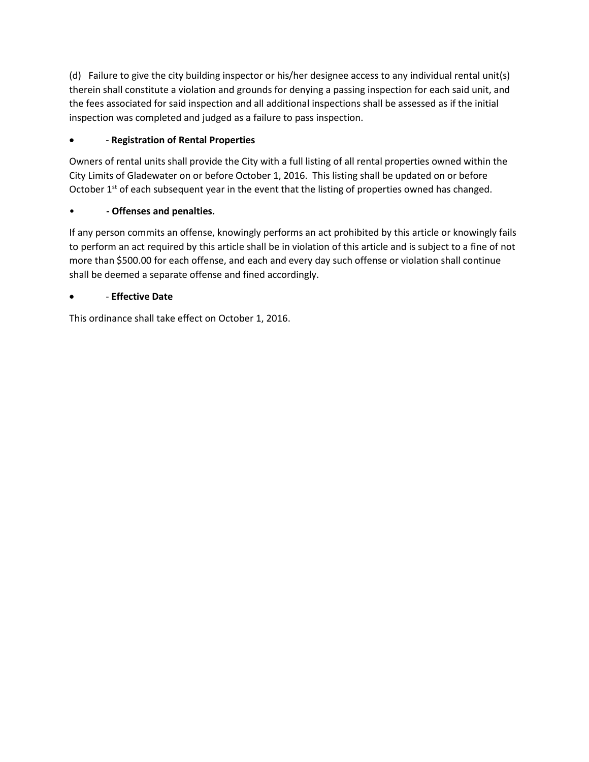(d) Failure to give the city building inspector or his/her designee access to any individual rental unit(s) therein shall constitute a violation and grounds for denying a passing inspection for each said unit, and the fees associated for said inspection and all additional inspections shall be assessed as if the initial inspection was completed and judged as a failure to pass inspection.

- \- **Registration of Rental Properties**

Owners of rental units shall provide the City with a full listing of all rental properties owned within the City Limits of Gladewater on or before October 1, 2016. This listing shall be updated on or before October 1st of each subsequent year in the event that the listing of properties owned has changed.

- **- Offenses and penalties.**

If any person commits an offense, knowingly performs an act prohibited by this article or knowingly fails to perform an act required by this article shall be in violation of this article and is subject to a fine of not more than $500.00 for each offense, and each and every day such offense or violation shall continue shall be deemed a separate offense and fined accordingly.

- \- **Effective Date**

This ordinance shall take effect on October 1, 2016.